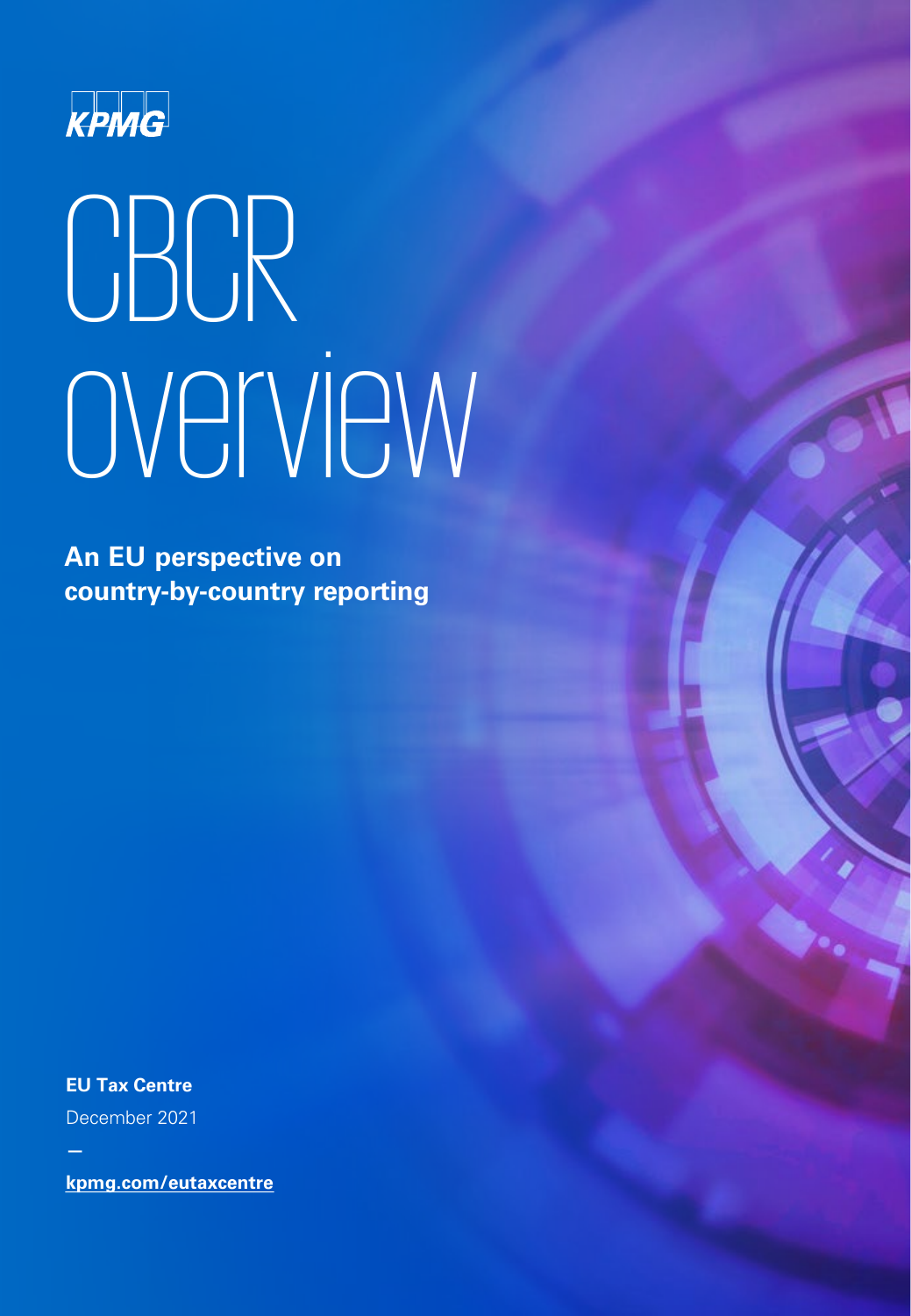KPMG

# CBCR overview

**An EU perspective on country-by-country reporting**

**EU Tax Centre**

December 2021

—

**kpmg.com/eutaxcentre**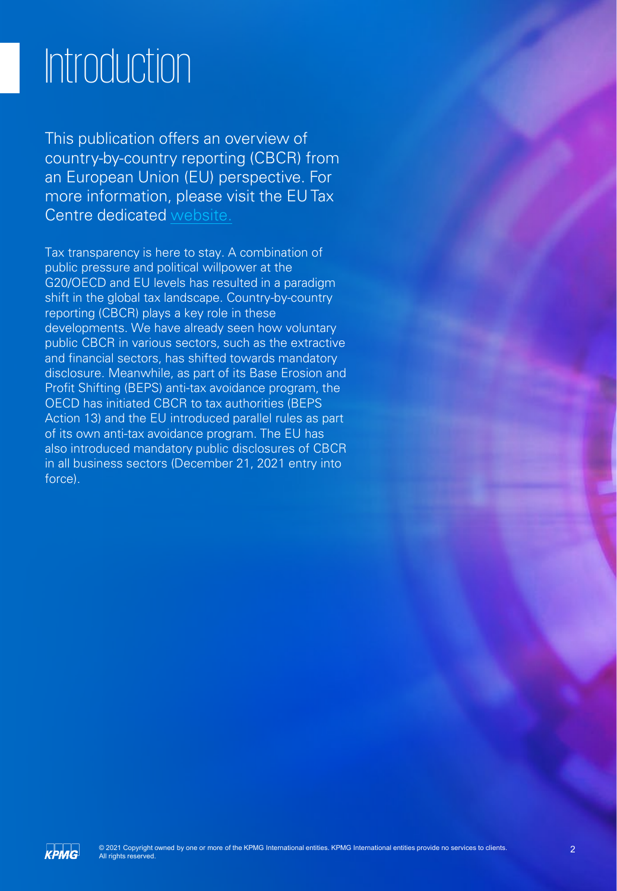# Introduction

This publication offers an overview of country-by-country reporting (CBCR) from an European Union (EU) perspective. For more information, please visit the EU Tax Centre dedicated website.

Tax transparency is here to stay. A combination of public pressure and political willpower at the G20/OECD and EU levels has resulted in a paradigm shift in the global tax landscape. Country-by-country reporting (CBCR) plays a key role in these developments. We have already seen how voluntary public CBCR in various sectors, such as the extractive and financial sectors, has shifted towards mandatory disclosure. Meanwhile, as part of its Base Erosion and Profit Shifting (BEPS) anti-tax avoidance program, the OECD has initiated CBCR to tax authorities (BEPS Action 13) and the EU introduced parallel rules as part of its own anti-tax avoidance program. The EU has also introduced mandatory public disclosures of CBCR in all business sectors (December 21, 2021 entry into force).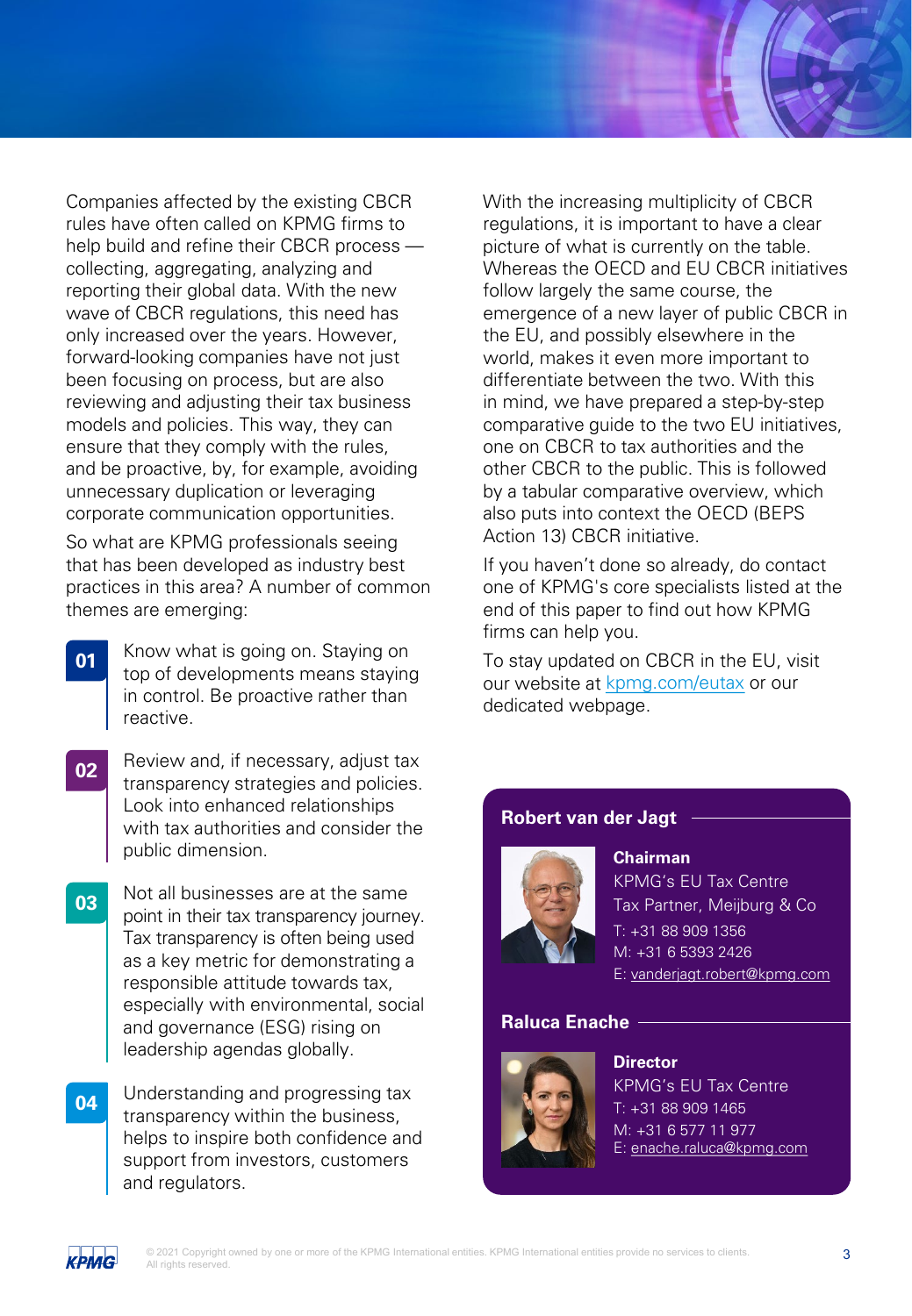Companies affected by the existing CBCR rules have often called on KPMG firms to help build and refine their CBCR process — collecting, aggregating, analyzing and reporting their global data. With the new wave of CBCR regulations, this need has only increased over the years. However, forward-looking companies have not just been focusing on process, but are also reviewing and adjusting their tax business models and policies. This way, they can ensure that they comply with the rules, and be proactive, by, for example, avoiding unnecessary duplication or leveraging corporate communication opportunities.

So what are KPMG professionals seeing that has been developed as industry best practices in this area? A number of common themes are emerging:

**01** Know what is going on. Staying on top of developments means staying in control. Be proactive rather than reactive.

**02** Review and, if necessary, adjust tax transparency strategies and policies. Look into enhanced relationships with tax authorities and consider the public dimension.

**03** Not all businesses are at the same point in their tax transparency journey. Tax transparency is often being used as a key metric for demonstrating a responsible attitude towards tax, especially with environmental, social and governance (ESG) rising on leadership agendas globally.

**04** Understanding and progressing tax transparency within the business, helps to inspire both confidence and support from investors, customers and regulators.

With the increasing multiplicity of CBCR regulations, it is important to have a clear picture of what is currently on the table. Whereas the OECD and EU CBCR initiatives follow largely the same course, the emergence of a new layer of public CBCR in the EU, and possibly elsewhere in the world, makes it even more important to differentiate between the two. With this in mind, we have prepared a step-by-step comparative guide to the two EU initiatives, one on CBCR to tax authorities and the other CBCR to the public. This is followed by a tabular comparative overview, which also puts into context the OECD (BEPS Action 13) CBCR initiative.

If you haven't done so already, do contact one of KPMG's core specialists listed at the end of this paper to find out how KPMG firms can help you.

To stay updated on CBCR in the EU, visit our website at kpmg.com/eutax or our dedicated webpage.

**Robert van der Jagt**

**Chairman**
KPMG's EU Tax Centre
Tax Partner, Meijburg & Co
T: +31 88 909 1356
M: +31 6 5393 2426
E: vanderjagt.robert@kpmg.com

**Raluca Enache**

**Director**
KPMG's EU Tax Centre
T: +31 88 909 1465
M: +31 6 577 11 977
E: enache.raluca@kpmg.com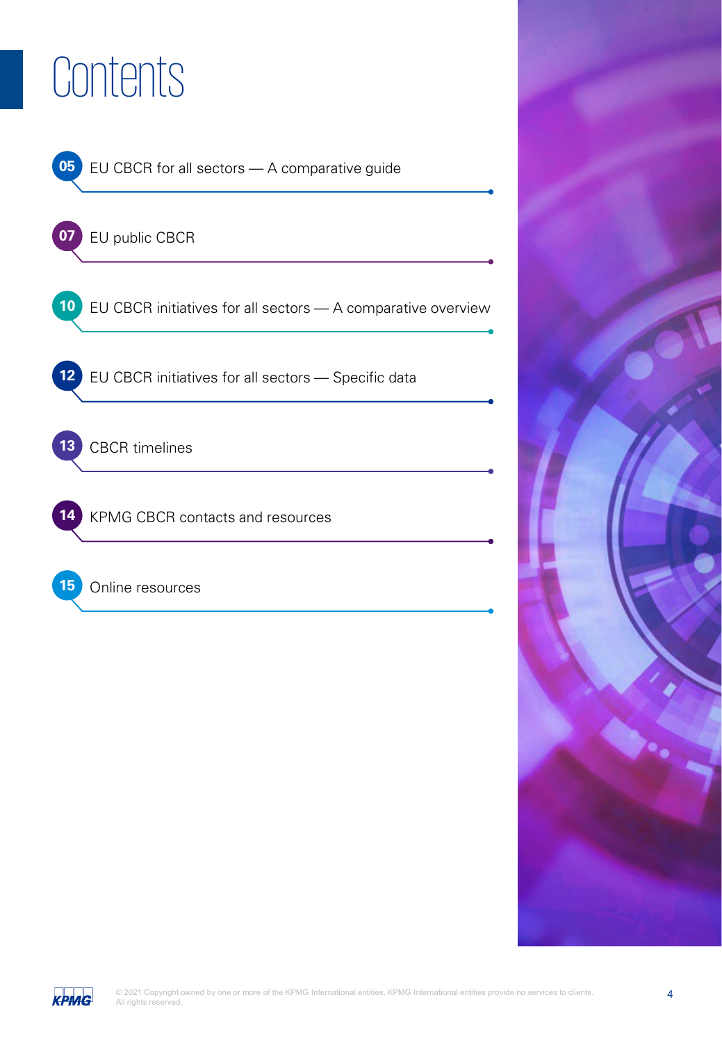# Contents

05 EU CBCR for all sectors — A comparative guide

07 EU public CBCR

10 EU CBCR initiatives for all sectors — A comparative overview

12 EU CBCR initiatives for all sectors — Specific data

13 CBCR timelines

14 KPMG CBCR contacts and resources

15 Online resources

© 2021 Copyright owned by one or more of the KPMG International entities. KPMG International entities provide no services to clients. All rights reserved.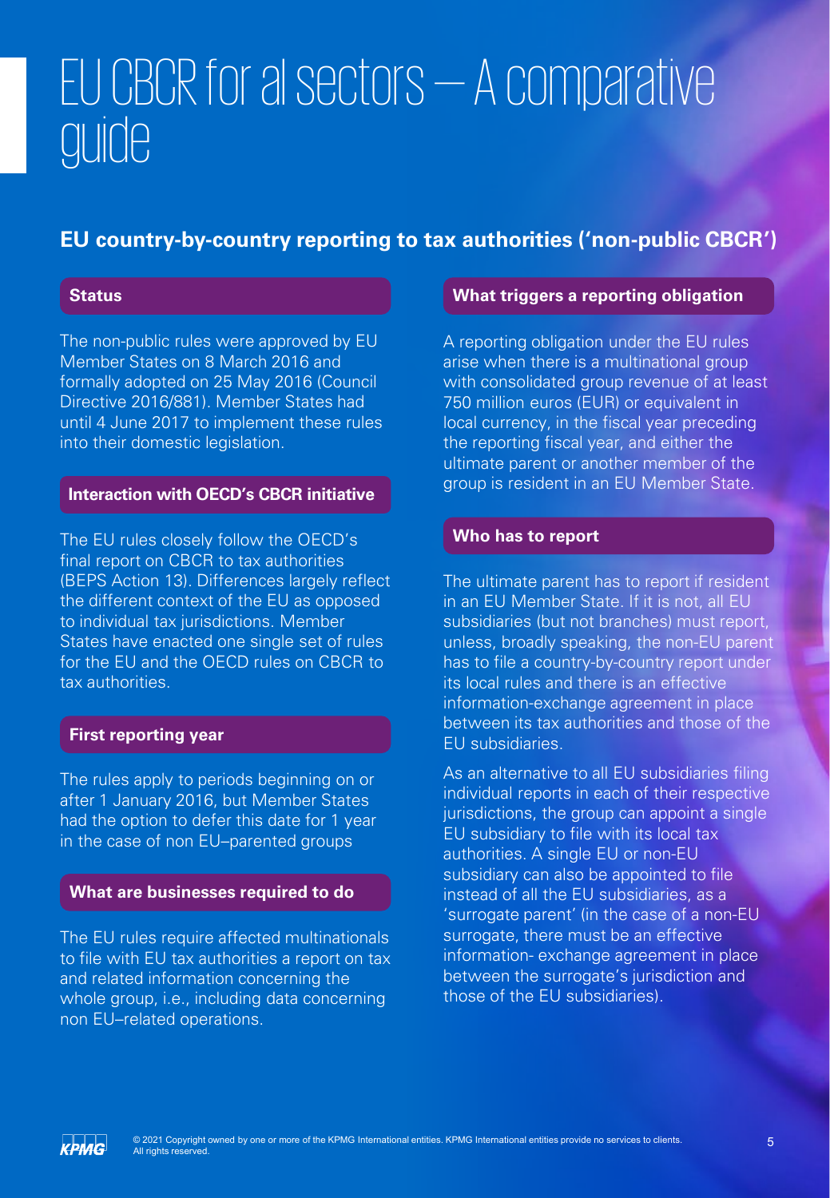# EU CBCR for al sectors — A comparative guide

## EU country-by-country reporting to tax authorities ('non-public CBCR')

### Status

The non-public rules were approved by EU Member States on 8 March 2016 and formally adopted on 25 May 2016 (Council Directive 2016/881). Member States had until 4 June 2017 to implement these rules into their domestic legislation.

### Interaction with OECD's CBCR initiative

The EU rules closely follow the OECD's final report on CBCR to tax authorities (BEPS Action 13). Differences largely reflect the different context of the EU as opposed to individual tax jurisdictions. Member States have enacted one single set of rules for the EU and the OECD rules on CBCR to tax authorities.

### First reporting year

The rules apply to periods beginning on or after 1 January 2016, but Member States had the option to defer this date for 1 year in the case of non EU–parented groups

### What are businesses required to do

The EU rules require affected multinationals to file with EU tax authorities a report on tax and related information concerning the whole group, i.e., including data concerning non EU–related operations.

### What triggers a reporting obligation

A reporting obligation under the EU rules arise when there is a multinational group with consolidated group revenue of at least 750 million euros (EUR) or equivalent in local currency, in the fiscal year preceding the reporting fiscal year, and either the ultimate parent or another member of the group is resident in an EU Member State.

### Who has to report

The ultimate parent has to report if resident in an EU Member State. If it is not, all EU subsidiaries (but not branches) must report, unless, broadly speaking, the non-EU parent has to file a country-by-country report under its local rules and there is an effective information-exchange agreement in place between its tax authorities and those of the EU subsidiaries.

As an alternative to all EU subsidiaries filing individual reports in each of their respective jurisdictions, the group can appoint a single EU subsidiary to file with its local tax authorities. A single EU or non-EU subsidiary can also be appointed to file instead of all the EU subsidiaries, as a 'surrogate parent' (in the case of a non-EU surrogate, there must be an effective information- exchange agreement in place between the surrogate's jurisdiction and those of the EU subsidiaries).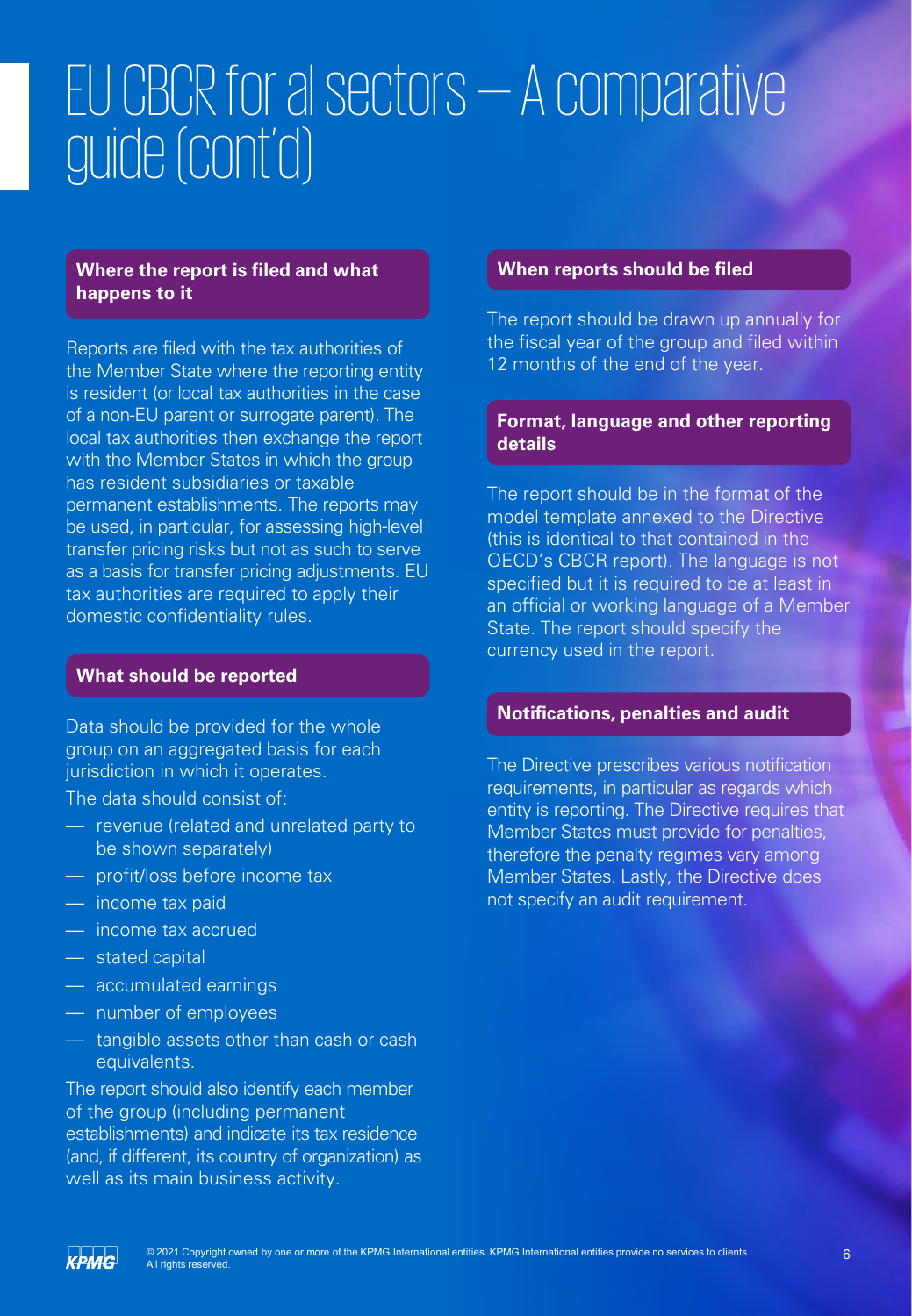# EU CBCR for al sectors — A comparative guide (cont'd)

## Where the report is filed and what happens to it

Reports are filed with the tax authorities of the Member State where the reporting entity is resident (or local tax authorities in the case of a non-EU parent or surrogate parent). The local tax authorities then exchange the report with the Member States in which the group has resident subsidiaries or taxable permanent establishments. The reports may be used, in particular, for assessing high-level transfer pricing risks but not as such to serve as a basis for transfer pricing adjustments. EU tax authorities are required to apply their domestic confidentiality rules.

## What should be reported

Data should be provided for the whole group on an aggregated basis for each jurisdiction in which it operates.

The data should consist of:

- revenue (related and unrelated party to be shown separately)
- profit/loss before income tax
- income tax paid
- income tax accrued
- stated capital
- accumulated earnings
- number of employees
- tangible assets other than cash or cash equivalents.

The report should also identify each member of the group (including permanent establishments) and indicate its tax residence (and, if different, its country of organization) as well as its main business activity.

## When reports should be filed

The report should be drawn up annually for the fiscal year of the group and filed within 12 months of the end of the year.

## Format, language and other reporting details

The report should be in the format of the model template annexed to the Directive (this is identical to that contained in the OECD's CBCR report). The language is not specified but it is required to be at least in an official or working language of a Member State. The report should specify the currency used in the report.

## Notifications, penalties and audit

The Directive prescribes various notification requirements, in particular as regards which entity is reporting. The Directive requires that Member States must provide for penalties, therefore the penalty regimes vary among Member States. Lastly, the Directive does not specify an audit requirement.

© 2021 Copyright owned by one or more of the KPMG International entities. KPMG International entities provide no services to clients. All rights reserved.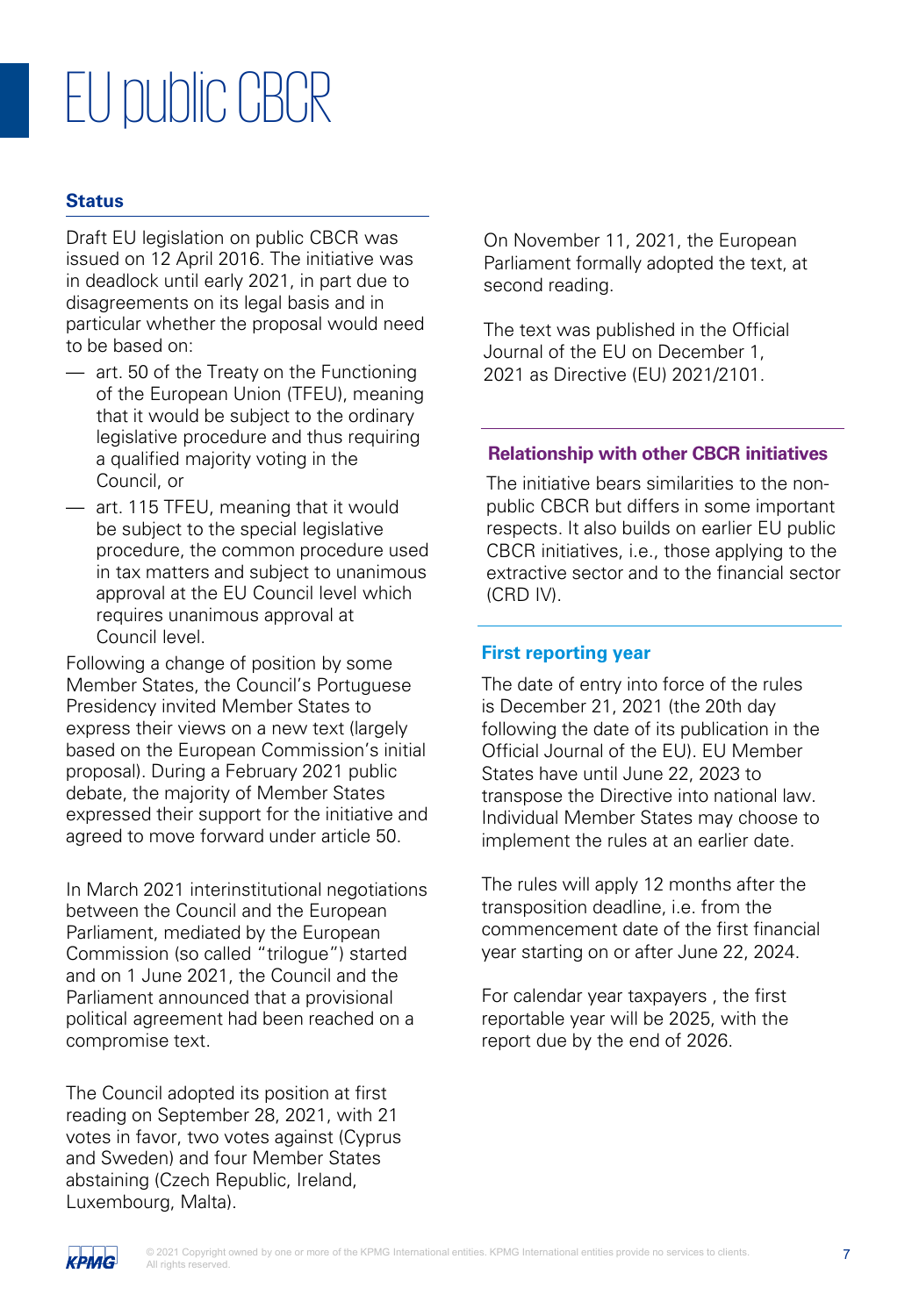# EU public CBCR

## Status

Draft EU legislation on public CBCR was issued on 12 April 2016. The initiative was in deadlock until early 2021, in part due to disagreements on its legal basis and in particular whether the proposal would need to be based on:

- art. 50 of the Treaty on the Functioning of the European Union (TFEU), meaning that it would be subject to the ordinary legislative procedure and thus requiring a qualified majority voting in the Council, or
- art. 115 TFEU, meaning that it would be subject to the special legislative procedure, the common procedure used in tax matters and subject to unanimous approval at the EU Council level which requires unanimous approval at Council level.

Following a change of position by some Member States, the Council's Portuguese Presidency invited Member States to express their views on a new text (largely based on the European Commission's initial proposal). During a February 2021 public debate, the majority of Member States expressed their support for the initiative and agreed to move forward under article 50.

In March 2021 interinstitutional negotiations between the Council and the European Parliament, mediated by the European Commission (so called "trilogue") started and on 1 June 2021, the Council and the Parliament announced that a provisional political agreement had been reached on a compromise text.

The Council adopted its position at first reading on September 28, 2021, with 21 votes in favor, two votes against (Cyprus and Sweden) and four Member States abstaining (Czech Republic, Ireland, Luxembourg, Malta).

On November 11, 2021, the European Parliament formally adopted the text, at second reading.

The text was published in the Official Journal of the EU on December 1, 2021 as Directive (EU) 2021/2101.

## Relationship with other CBCR initiatives

The initiative bears similarities to the non-public CBCR but differs in some important respects. It also builds on earlier EU public CBCR initiatives, i.e., those applying to the extractive sector and to the financial sector (CRD IV).

## First reporting year

The date of entry into force of the rules is December 21, 2021 (the 20th day following the date of its publication in the Official Journal of the EU). EU Member States have until June 22, 2023 to transpose the Directive into national law. Individual Member States may choose to implement the rules at an earlier date.

The rules will apply 12 months after the transposition deadline, i.e. from the commencement date of the first financial year starting on or after June 22, 2024.

For calendar year taxpayers , the first reportable year will be 2025, with the report due by the end of 2026.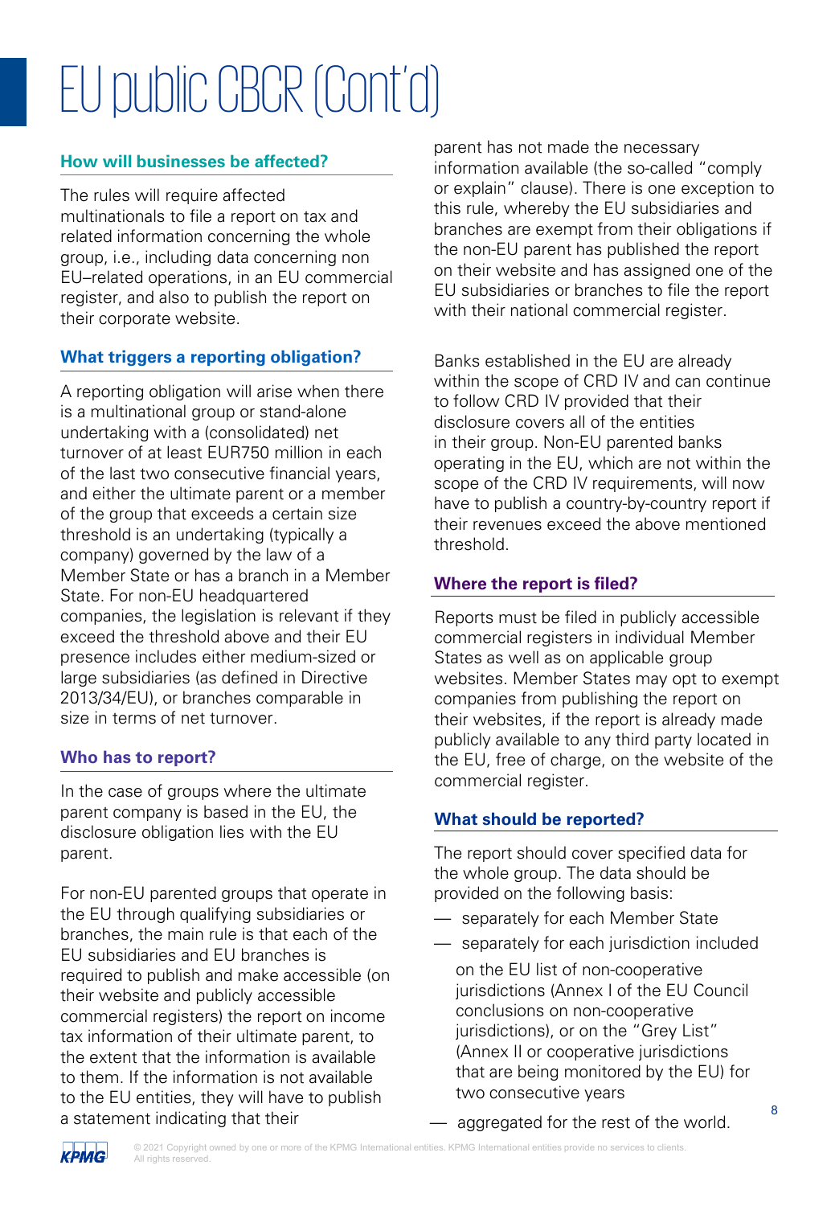# EU public CBCR (Cont'd)

### How will businesses be affected?

The rules will require affected multinationals to file a report on tax and related information concerning the whole group, i.e., including data concerning non EU–related operations, in an EU commercial register, and also to publish the report on their corporate website.

### What triggers a reporting obligation?

A reporting obligation will arise when there is a multinational group or stand-alone undertaking with a (consolidated) net turnover of at least EUR750 million in each of the last two consecutive financial years, and either the ultimate parent or a member of the group that exceeds a certain size threshold is an undertaking (typically a company) governed by the law of a Member State or has a branch in a Member State. For non-EU headquartered companies, the legislation is relevant if they exceed the threshold above and their EU presence includes either medium-sized or large subsidiaries (as defined in Directive 2013/34/EU), or branches comparable in size in terms of net turnover.

### Who has to report?

In the case of groups where the ultimate parent company is based in the EU, the disclosure obligation lies with the EU parent.

For non-EU parented groups that operate in the EU through qualifying subsidiaries or branches, the main rule is that each of the EU subsidiaries and EU branches is required to publish and make accessible (on their website and publicly accessible commercial registers) the report on income tax information of their ultimate parent, to the extent that the information is available to them. If the information is not available to the EU entities, they will have to publish a statement indicating that their parent has not made the necessary information available (the so-called "comply or explain" clause). There is one exception to this rule, whereby the EU subsidiaries and branches are exempt from their obligations if the non-EU parent has published the report on their website and has assigned one of the EU subsidiaries or branches to file the report with their national commercial register.

Banks established in the EU are already within the scope of CRD IV and can continue to follow CRD IV provided that their disclosure covers all of the entities in their group. Non-EU parented banks operating in the EU, which are not within the scope of the CRD IV requirements, will now have to publish a country-by-country report if their revenues exceed the above mentioned threshold.

### Where the report is filed?

Reports must be filed in publicly accessible commercial registers in individual Member States as well as on applicable group websites. Member States may opt to exempt companies from publishing the report on their websites, if the report is already made publicly available to any third party located in the EU, free of charge, on the website of the commercial register.

### What should be reported?

The report should cover specified data for the whole group. The data should be provided on the following basis:

- separately for each Member State
- separately for each jurisdiction included on the EU list of non-cooperative jurisdictions (Annex I of the EU Council conclusions on non-cooperative jurisdictions), or on the "Grey List" (Annex II or cooperative jurisdictions that are being monitored by the EU) for two consecutive years
- aggregated for the rest of the world.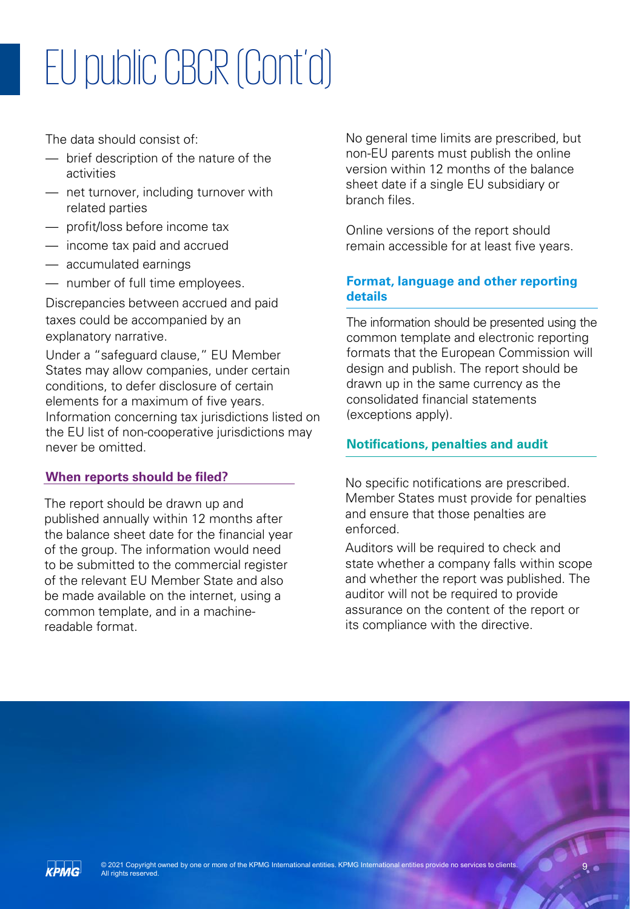# EU public CBCR (Cont'd)

The data should consist of:

- brief description of the nature of the activities
- net turnover, including turnover with related parties
- profit/loss before income tax
- income tax paid and accrued
- accumulated earnings
- number of full time employees.

Discrepancies between accrued and paid taxes could be accompanied by an explanatory narrative.

Under a "safeguard clause," EU Member States may allow companies, under certain conditions, to defer disclosure of certain elements for a maximum of five years. Information concerning tax jurisdictions listed on the EU list of non-cooperative jurisdictions may never be omitted.

## When reports should be filed?

The report should be drawn up and published annually within 12 months after the balance sheet date for the financial year of the group. The information would need to be submitted to the commercial register of the relevant EU Member State and also be made available on the internet, using a common template, and in a machine-readable format.

No general time limits are prescribed, but non-EU parents must publish the online version within 12 months of the balance sheet date if a single EU subsidiary or branch files.

Online versions of the report should remain accessible for at least five years.

## Format, language and other reporting details

The information should be presented using the common template and electronic reporting formats that the European Commission will design and publish. The report should be drawn up in the same currency as the consolidated financial statements (exceptions apply).

## Notifications, penalties and audit

No specific notifications are prescribed. Member States must provide for penalties and ensure that those penalties are enforced.

Auditors will be required to check and state whether a company falls within scope and whether the report was published. The auditor will not be required to provide assurance on the content of the report or its compliance with the directive.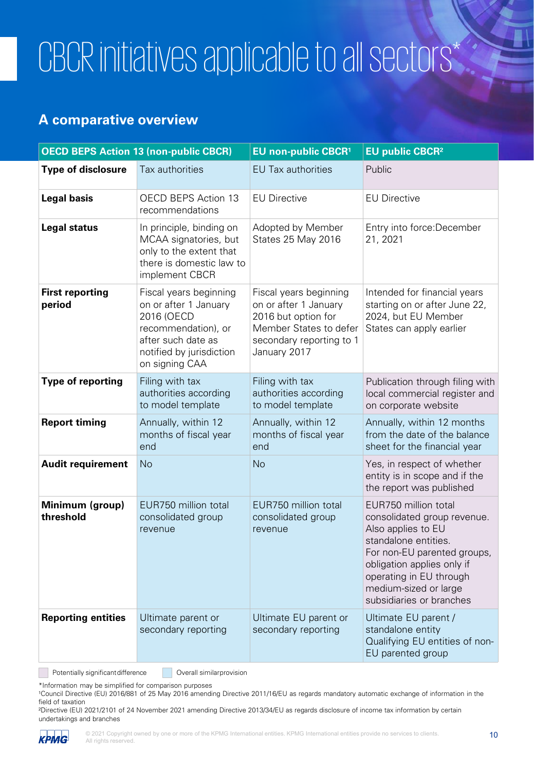# CBCR initiatives applicable to all sectors*

## A comparative overview

| OECD BEPS Action 13 (non-public CBCR) | | EU non-public CBCR[1] | EU public CBCR[2] |
|---|---|---|---|
| **Type of disclosure** | Tax authorities | EU Tax authorities | Public |
| **Legal basis** | OECD BEPS Action 13 recommendations | EU Directive | EU Directive |
| **Legal status** | In principle, binding on MCAA signatories, but only to the extent that there is domestic law to implement CBCR | Adopted by Member States 25 May 2016 | Entry into force:December 21, 2021 |
| **First reporting period** | Fiscal years beginning on or after 1 January 2016 (OECD recommendation), or after such date as notified by jurisdiction on signing CAA | Fiscal years beginning on or after 1 January 2016 but option for Member States to defer secondary reporting to 1 January 2017 | Intended for financial years starting on or after June 22, 2024, but EU Member States can apply earlier |
| **Type of reporting** | Filing with tax authorities according to model template | Filing with tax authorities according to model template | Publication through filing with local commercial register and on corporate website |
| **Report timing** | Annually, within 12 months of fiscal year end | Annually, within 12 months of fiscal year end | Annually, within 12 months from the date of the balance sheet for the financial year |
| **Audit requirement** | No | No | Yes, in respect of whether entity is in scope and if the report was published |
| **Minimum (group) threshold** | EUR750 million total consolidated group revenue | EUR750 million total consolidated group revenue | EUR750 million total consolidated group revenue. Also applies to EU standalone entities. For non-EU parented groups, obligation applies only if operating in EU through medium-sized or large subsidiaries or branches |
| **Reporting entities** | Ultimate parent or secondary reporting | Ultimate EU parent or secondary reporting | Ultimate EU parent / standalone entity Qualifying EU entities of non-EU parented group |

Potentially significant difference | Overall similar provision

*Information may be simplified for comparison purposes

[1]Council Directive (EU) 2016/881 of 25 May 2016 amending Directive 2011/16/EU as regards mandatory automatic exchange of information in the field of taxation

[2]Directive (EU) 2021/2101 of 24 November 2021 amending Directive 2013/34/EU as regards disclosure of income tax information by certain undertakings and branches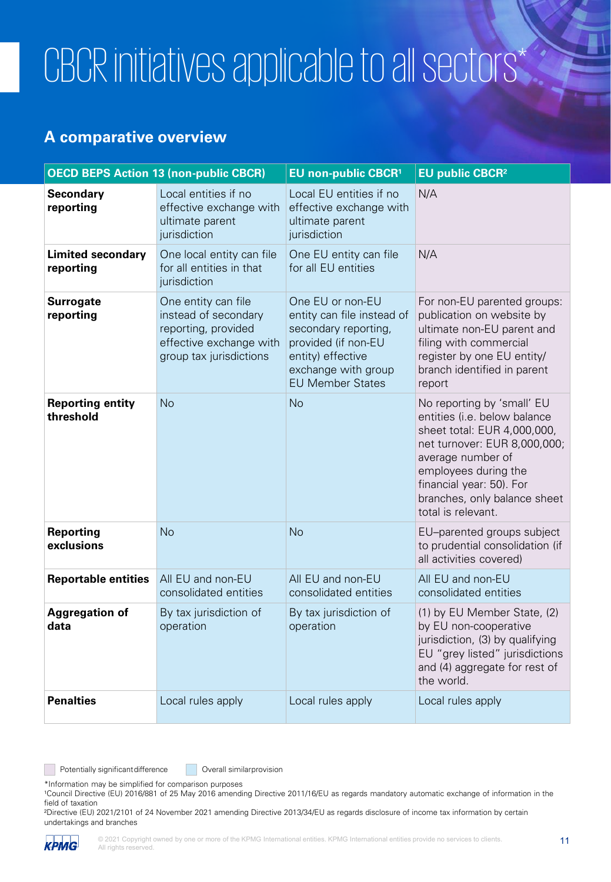# CBCR initiatives applicable to all sectors*

## A comparative overview

| OECD BEPS Action 13 (non-public CBCR) | | EU non-public CBCR[1] | EU public CBCR[2] |
|---|---|---|---|
| **Secondary reporting** | Local entities if no effective exchange with ultimate parent jurisdiction | Local EU entities if no effective exchange with ultimate parent jurisdiction | N/A |
| **Limited secondary reporting** | One local entity can file for all entities in that jurisdiction | One EU entity can file for all EU entities | N/A |
| **Surrogate reporting** | One entity can file instead of secondary reporting, provided effective exchange with group tax jurisdictions | One EU or non-EU entity can file instead of secondary reporting, provided (if non-EU entity) effective exchange with group EU Member States | For non-EU parented groups: publication on website by ultimate non-EU parent and filing with commercial register by one EU entity/ branch identified in parent report |
| **Reporting entity threshold** | No | No | No reporting by 'small' EU entities (i.e. below balance sheet total: EUR 4,000,000, net turnover: EUR 8,000,000; average number of employees during the financial year: 50). For branches, only balance sheet total is relevant. |
| **Reporting exclusions** | No | No | EU–parented groups subject to prudential consolidation (if all activities covered) |
| **Reportable entities** | All EU and non-EU consolidated entities | All EU and non-EU consolidated entities | All EU and non-EU consolidated entities |
| **Aggregation of data** | By tax jurisdiction of operation | By tax jurisdiction of operation | (1) by EU Member State, (2) by EU non-cooperative jurisdiction, (3) by qualifying EU "grey listed" jurisdictions and (4) aggregate for rest of the world. |
| **Penalties** | Local rules apply | Local rules apply | Local rules apply |

Potentially significant difference &nbsp;&nbsp; Overall similar provision

*Information may be simplified for comparison purposes

[1]Council Directive (EU) 2016/881 of 25 May 2016 amending Directive 2011/16/EU as regards mandatory automatic exchange of information in the field of taxation

[2]Directive (EU) 2021/2101 of 24 November 2021 amending Directive 2013/34/EU as regards disclosure of income tax information by certain undertakings and branches

© 2021 Copyright owned by one or more of the KPMG International entities. KPMG International entities provide no services to clients. All rights reserved.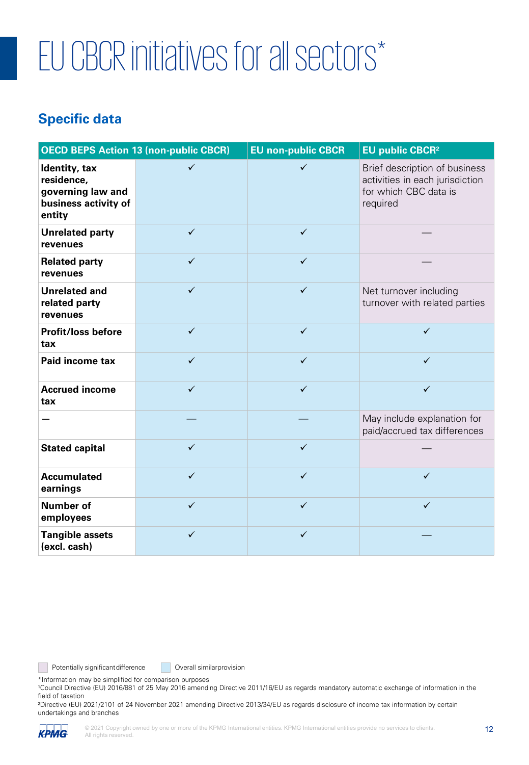# EU CBCR initiatives for all sectors*

## Specific data

| OECD BEPS Action 13 (non-public CBCR) | | EU non-public CBCR | EU public CBCR[2] |
|---|---|---|---|
| **Identity, tax residence, governing law and business activity of entity** | ✓ | ✓ | Brief description of business activities in each jurisdiction for which CBC data is required |
| **Unrelated party revenues** | ✓ | ✓ | — |
| **Related party revenues** | ✓ | ✓ | — |
| **Unrelated and related party revenues** | ✓ | ✓ | Net turnover including turnover with related parties |
| **Profit/loss before tax** | ✓ | ✓ | ✓ |
| **Paid income tax** | ✓ | ✓ | ✓ |
| **Accrued income tax** | ✓ | ✓ | ✓ |
| **—** | — | — | May include explanation for paid/accrued tax differences |
| **Stated capital** | ✓ | ✓ | — |
| **Accumulated earnings** | ✓ | ✓ | ✓ |
| **Number of employees** | ✓ | ✓ | ✓ |
| **Tangible assets (excl. cash)** | ✓ | ✓ | — |

Potentially significant difference | Overall similar provision

*Information may be simplified for comparison purposes

[1]Council Directive (EU) 2016/881 of 25 May 2016 amending Directive 2011/16/EU as regards mandatory automatic exchange of information in the field of taxation

[2]Directive (EU) 2021/2101 of 24 November 2021 amending Directive 2013/34/EU as regards disclosure of income tax information by certain undertakings and branches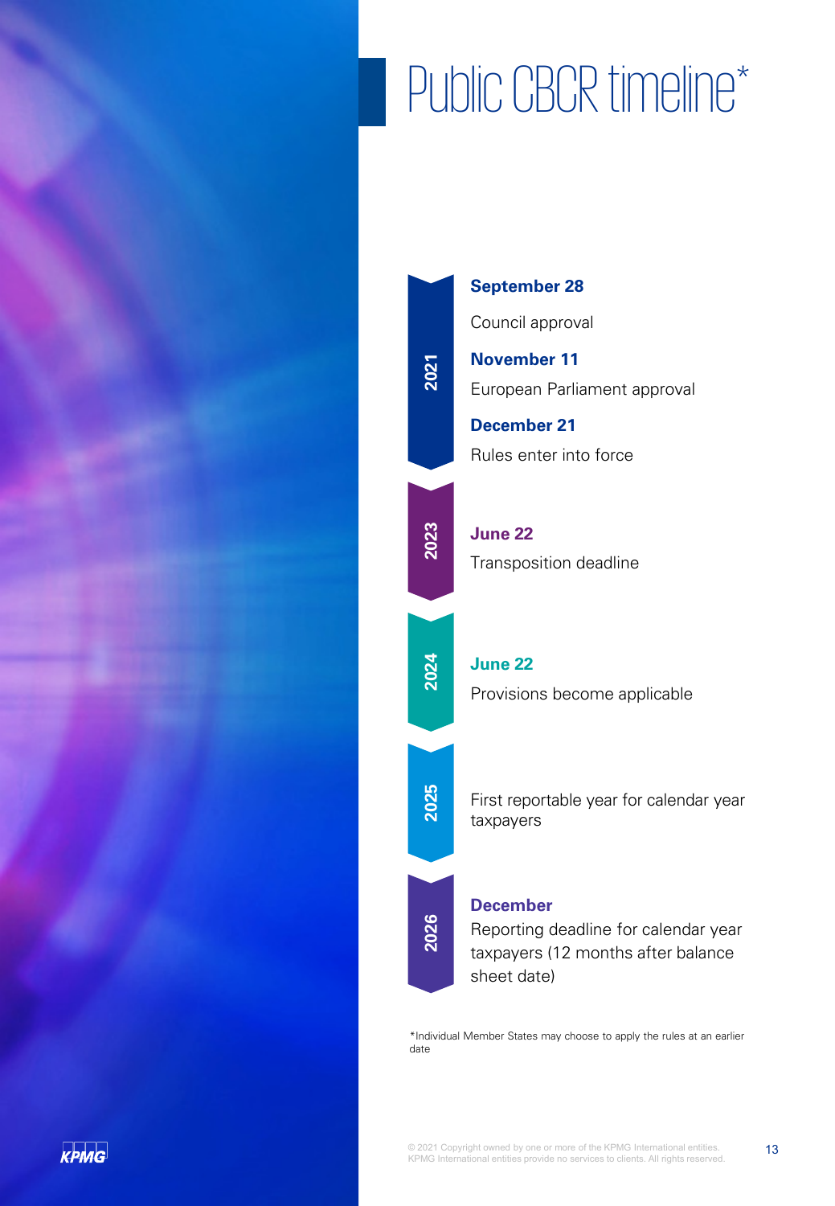# Public CBCR timeline*

**2021**

**September 28**

Council approval

**November 11**

European Parliament approval

**December 21**

Rules enter into force

**2023**

**June 22**

Transposition deadline

**2024**

**June 22**

Provisions become applicable

**2025**

First reportable year for calendar year taxpayers

**2026**

**December**

Reporting deadline for calendar year taxpayers (12 months after balance sheet date)

*Individual Member States may choose to apply the rules at an earlier date

© 2021 Copyright owned by one or more of the KPMG International entities. KPMG International entities provide no services to clients. All rights reserved.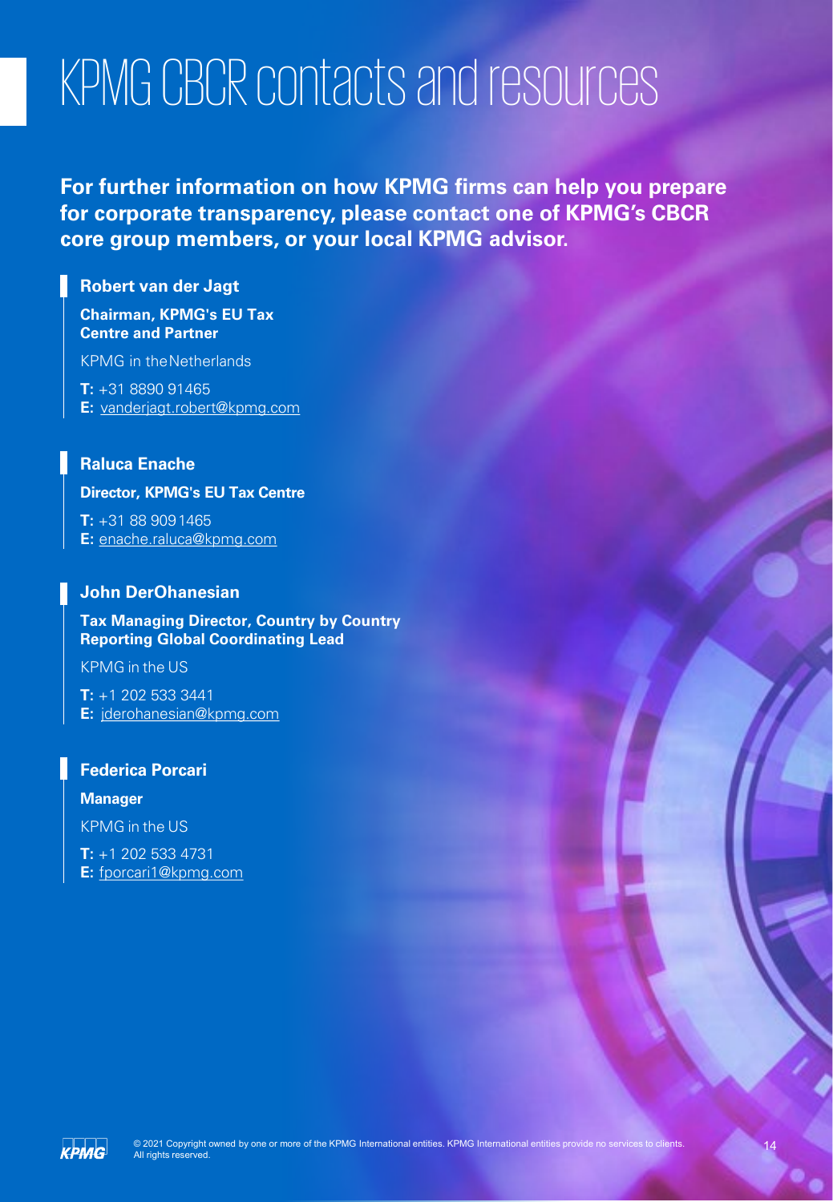# KPMG CBCR contacts and resources

**For further information on how KPMG firms can help you prepare for corporate transparency, please contact one of KPMG's CBCR core group members, or your local KPMG advisor.**

**Robert van der Jagt**

**Chairman, KPMG's EU Tax Centre and Partner**

KPMG in the Netherlands

**T:** +31 8890 91465
**E:** vanderjagt.robert@kpmg.com

**Raluca Enache**

**Director, KPMG's EU Tax Centre**

**T:** +31 88 909 1465
**E:** enache.raluca@kpmg.com

**John DerOhanesian**

**Tax Managing Director, Country by Country Reporting Global Coordinating Lead**

KPMG in the US

**T:** +1 202 533 3441
**E:** jderohanesian@kpmg.com

**Federica Porcari**

**Manager**

KPMG in the US

**T:** +1 202 533 4731
**E:** fporcari1@kpmg.com

© 2021 Copyright owned by one or more of the KPMG International entities. KPMG International entities provide no services to clients. All rights reserved.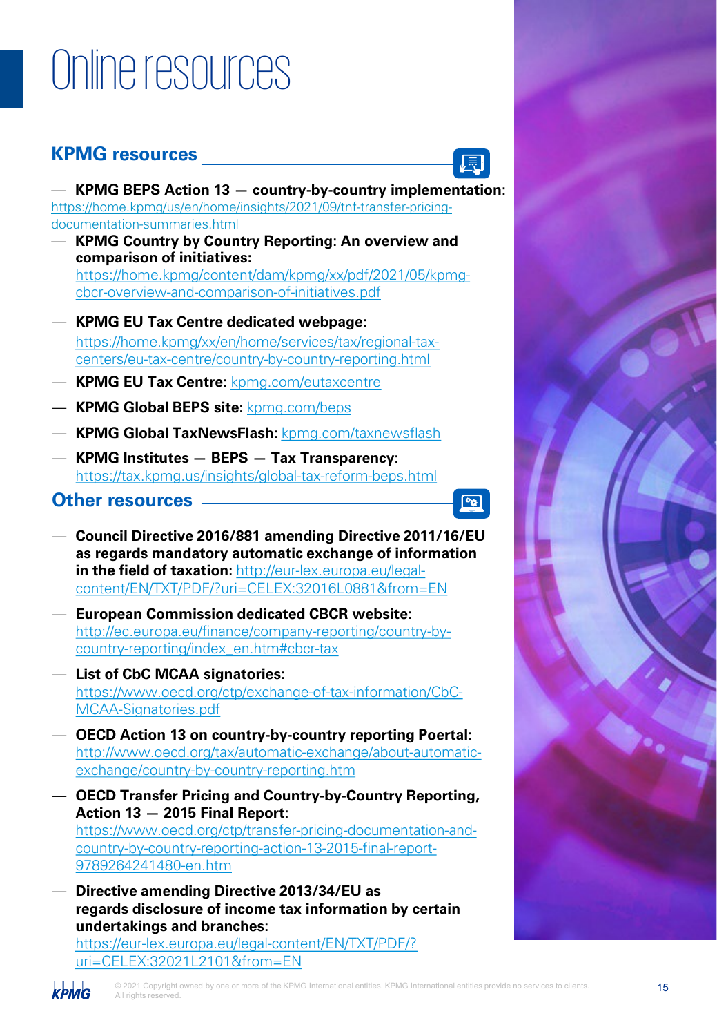# Online resources

## KPMG resources

- **KPMG BEPS Action 13 — country-by-country implementation:** https://home.kpmg/us/en/home/insights/2021/09/tnf-transfer-pricing-documentation-summaries.html
- **KPMG Country by Country Reporting: An overview and comparison of initiatives:** https://home.kpmg/content/dam/kpmg/xx/pdf/2021/05/kpmg-cbcr-overview-and-comparison-of-initiatives.pdf
- **KPMG EU Tax Centre dedicated webpage:** https://home.kpmg/xx/en/home/services/tax/regional-tax-centers/eu-tax-centre/country-by-country-reporting.html
- **KPMG EU Tax Centre:** kpmg.com/eutaxcentre
- **KPMG Global BEPS site:** kpmg.com/beps
- **KPMG Global TaxNewsFlash:** kpmg.com/taxnewsflash
- **KPMG Institutes — BEPS — Tax Transparency:** https://tax.kpmg.us/insights/global-tax-reform-beps.html

## Other resources

- **Council Directive 2016/881 amending Directive 2011/16/EU as regards mandatory automatic exchange of information in the field of taxation:** http://eur-lex.europa.eu/legal-content/EN/TXT/PDF/?uri=CELEX:32016L0881&from=EN
- **European Commission dedicated CBCR website:** http://ec.europa.eu/finance/company-reporting/country-by-country-reporting/index_en.htm#cbcr-tax
- **List of CbC MCAA signatories:** https://www.oecd.org/ctp/exchange-of-tax-information/CbC-MCAA-Signatories.pdf
- **OECD Action 13 on country-by-country reporting Poertal:** http://www.oecd.org/tax/automatic-exchange/about-automatic-exchange/country-by-country-reporting.htm
- **OECD Transfer Pricing and Country-by-Country Reporting, Action 13 — 2015 Final Report:** https://www.oecd.org/ctp/transfer-pricing-documentation-and-country-by-country-reporting-action-13-2015-final-report-9789264241480-en.htm
- **Directive amending Directive 2013/34/EU as regards disclosure of income tax information by certain undertakings and branches:** https://eur-lex.europa.eu/legal-content/EN/TXT/PDF/?uri=CELEX:32021L2101&from=EN

© 2021 Copyright owned by one or more of the KPMG International entities. KPMG International entities provide no services to clients. All rights reserved.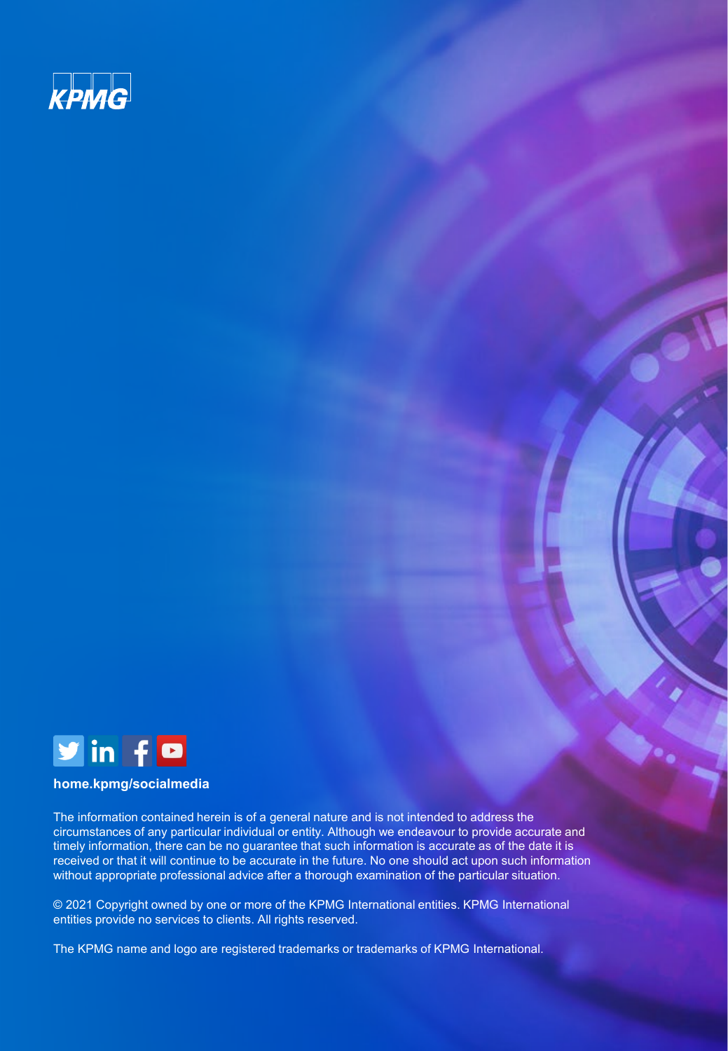KPMG

home.kpmg/socialmedia

The information contained herein is of a general nature and is not intended to address the circumstances of any particular individual or entity. Although we endeavour to provide accurate and timely information, there can be no guarantee that such information is accurate as of the date it is received or that it will continue to be accurate in the future. No one should act upon such information without appropriate professional advice after a thorough examination of the particular situation.

© 2021 Copyright owned by one or more of the KPMG International entities. KPMG International entities provide no services to clients. All rights reserved.

The KPMG name and logo are registered trademarks or trademarks of KPMG International.